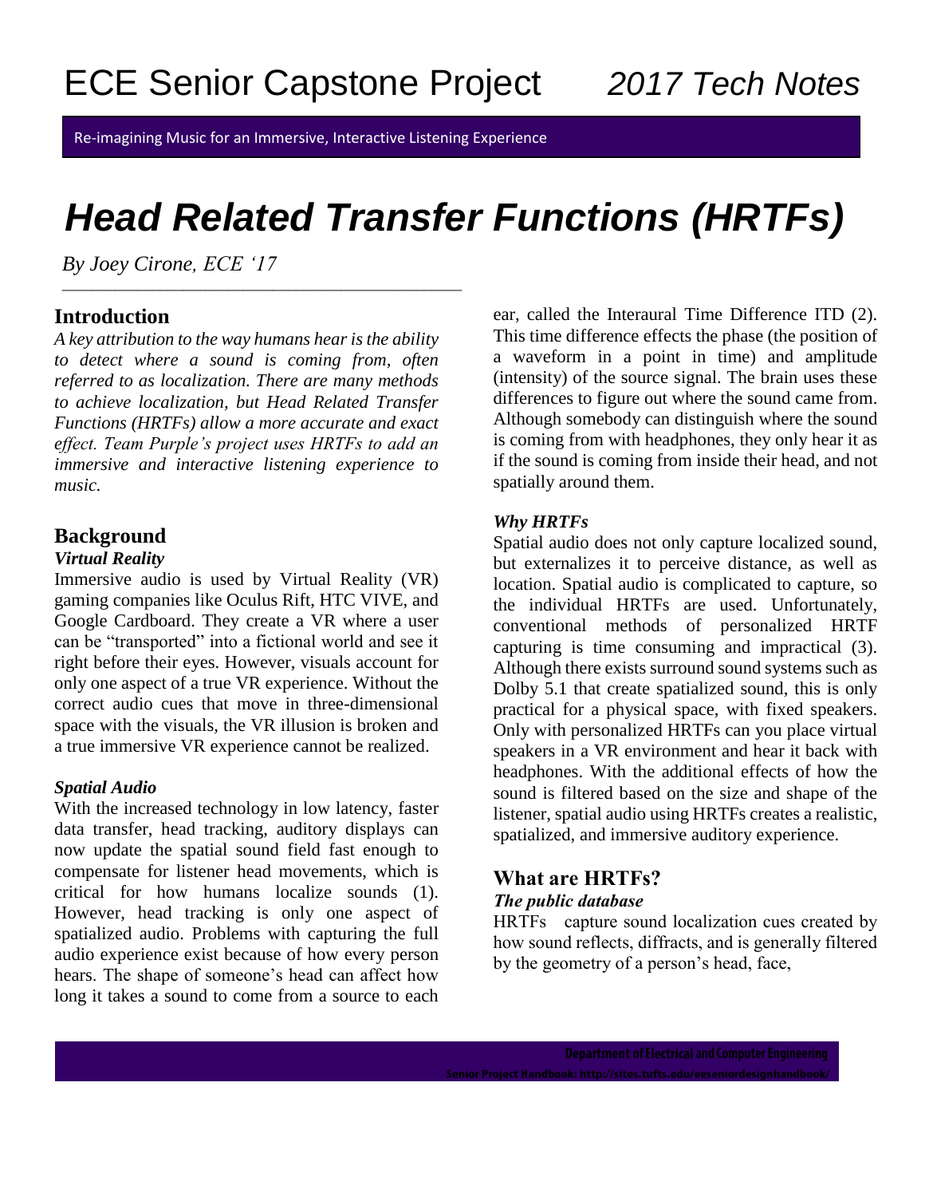# ECE Senior Capstone Project *2017 Tech Notes*

Re-imagining Music for an Immersive, Interactive Listening Experience

# *Head Related Transfer Functions (HRTFs)*

*By Joey Cirone, ECE '17*

## Introduction

*A key attribution to the way humans hear is the ability to detect where a sound is coming from, often referred to as localization. There are many methods to achieve localization, but Head Related Transfer Functions (HRTFs) allow a more accurate and exact effect. Team Purple's project uses HRTFs to add an immersive and interactive listening experience to music.*

## Background

### *Virtual Reality*

Immersive audio is used by Virtual Reality (VR) gaming companies like Oculus Rift, HTC VIVE, and Google Cardboard. They create a VR where a user can be "transported" into a fictional world and see it right before their eyes. However, visuals account for only one aspect of a true VR experience. Without the correct audio cues that move in three-dimensional space with the visuals, the VR illusion is broken and a true immersive VR experience cannot be realized.

### *Spatial Audio*

With the increased technology in low latency, faster data transfer, head tracking, auditory displays can now update the spatial sound field fast enough to compensate for listener head movements, which is critical for how humans localize sounds (1). However, head tracking is only one aspect of spatialized audio. Problems with capturing the full audio experience exist because of how every person hears. The shape of someone's head can affect how long it takes a sound to come from a source to each ear, called the Interaural Time Difference ITD (2). This time difference effects the phase (the position of a waveform in a point in time) and amplitude (intensity) of the source signal. The brain uses these differences to figure out where the sound came from. Although somebody can distinguish where the sound is coming from with headphones, they only hear it as if the sound is coming from inside their head, and not spatially around them.

### *Why HRTFs*

Spatial audio does not only capture localized sound, but externalizes it to perceive distance, as well as location. Spatial audio is complicated to capture, so the individual HRTFs are used. Unfortunately, conventional methods of personalized HRTF capturing is time consuming and impractical (3). Although there exists surround sound systems such as Dolby 5.1 that create spatialized sound, this is only practical for a physical space, with fixed speakers. Only with personalized HRTFs can you place virtual speakers in a VR environment and hear it back with headphones. With the additional effects of how the sound is filtered based on the size and shape of the listener, spatial audio using HRTFs creates a realistic, spatialized, and immersive auditory experience.

## What are HRTFs?

### *The public database*

HRTFs capture sound localization cues created by how sound reflects, diffracts, and is generally filtered by the geometry of a person's head, face,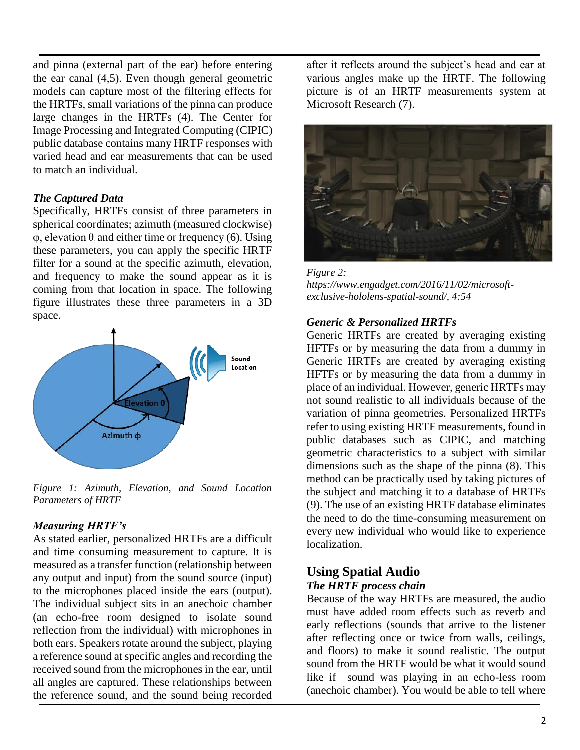and pinna (external part of the ear) before entering the ear canal (4,5). Even though general geometric models can capture most of the filtering effects for the HRTFs, small variations of the pinna can produce large changes in the HRTFs (4). The Center for Image Processing and Integrated Computing (CIPIC) public database contains many HRTF responses with varied head and ear measurements that can be used to match an individual.

***The Captured Data***

Specifically, HRTFs consist of three parameters in spherical coordinates; azimuth (measured clockwise) $\varphi$, elevation $\theta$, and either time or frequency (6). Using these parameters, you can apply the specific HRTF filter for a sound at the specific azimuth, elevation, and frequency to make the sound appear as it is coming from that location in space. The following figure illustrates these three parameters in a 3D space.

*Figure 1: Azimuth, Elevation, and Sound Location Parameters of HRTF*

***Measuring HRTF's***

As stated earlier, personalized HRTFs are a difficult and time consuming measurement to capture. It is measured as a transfer function (relationship between any output and input) from the sound source (input) to the microphones placed inside the ears (output). The individual subject sits in an anechoic chamber (an echo-free room designed to isolate sound reflection from the individual) with microphones in both ears. Speakers rotate around the subject, playing a reference sound at specific angles and recording the received sound from the microphones in the ear, until all angles are captured. These relationships between the reference sound, and the sound being recorded after it reflects around the subject's head and ear at various angles make up the HRTF. The following picture is of an HRTF measurements system at Microsoft Research (7).

*Figure 2: https://www.engadget.com/2016/11/02/microsoft-exclusive-hololens-spatial-sound/, 4:54*

***Generic & Personalized HRTFs***

Generic HRTFs are created by averaging existing HFTFs or by measuring the data from a dummy in Generic HRTFs are created by averaging existing HFTFs or by measuring the data from a dummy in place of an individual. However, generic HRTFs may not sound realistic to all individuals because of the variation of pinna geometries. Personalized HRTFs refer to using existing HRTF measurements, found in public databases such as CIPIC, and matching geometric characteristics to a subject with similar dimensions such as the shape of the pinna (8). This method can be practically used by taking pictures of the subject and matching it to a database of HRTFs (9). The use of an existing HRTF database eliminates the need to do the time-consuming measurement on every new individual who would like to experience localization.

## Using Spatial Audio

***The HRTF process chain***

Because of the way HRTFs are measured, the audio must have added room effects such as reverb and early reflections (sounds that arrive to the listener after reflecting once or twice from walls, ceilings, and floors) to make it sound realistic. The output sound from the HRTF would be what it would sound like if sound was playing in an echo-less room (anechoic chamber). You would be able to tell where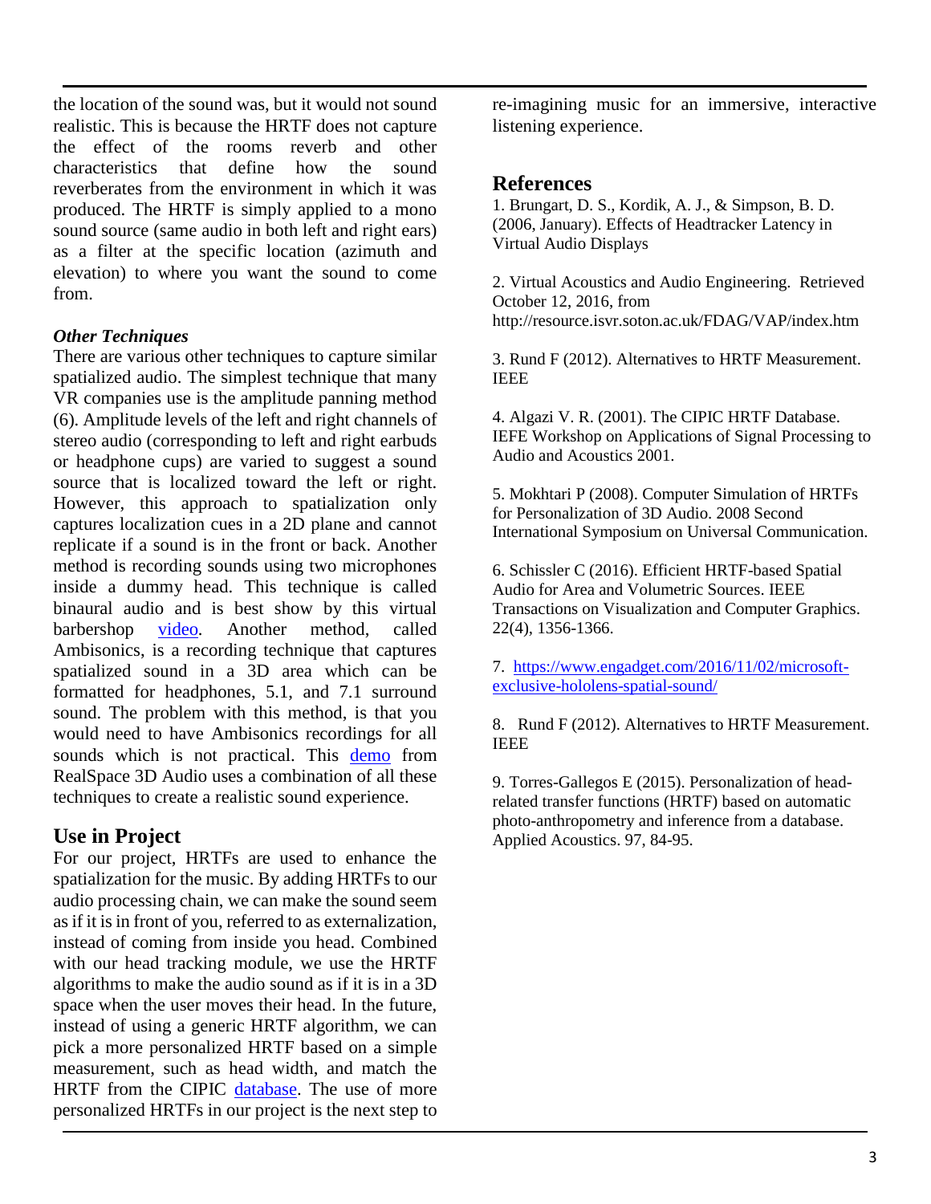the location of the sound was, but it would not sound realistic. This is because the HRTF does not capture the effect of the rooms reverb and other characteristics that define how the sound reverberates from the environment in which it was produced. The HRTF is simply applied to a mono sound source (same audio in both left and right ears) as a filter at the specific location (azimuth and elevation) to where you want the sound to come from.

### *Other Techniques*

There are various other techniques to capture similar spatialized audio. The simplest technique that many VR companies use is the amplitude panning method (6). Amplitude levels of the left and right channels of stereo audio (corresponding to left and right earbuds or headphone cups) are varied to suggest a sound source that is localized toward the left or right. However, this approach to spatialization only captures localization cues in a 2D plane and cannot replicate if a sound is in the front or back. Another method is recording sounds using two microphones inside a dummy head. This technique is called binaural audio and is best show by this virtual barbershop video. Another method, called Ambisonics, is a recording technique that captures spatialized sound in a 3D area which can be formatted for headphones, 5.1, and 7.1 surround sound. The problem with this method, is that you would need to have Ambisonics recordings for all sounds which is not practical. This demo from RealSpace 3D Audio uses a combination of all these techniques to create a realistic sound experience.

## Use in Project

For our project, HRTFs are used to enhance the spatialization for the music. By adding HRTFs to our audio processing chain, we can make the sound seem as if it is in front of you, referred to as externalization, instead of coming from inside you head. Combined with our head tracking module, we use the HRTF algorithms to make the audio sound as if it is in a 3D space when the user moves their head. In the future, instead of using a generic HRTF algorithm, we can pick a more personalized HRTF based on a simple measurement, such as head width, and match the HRTF from the CIPIC database. The use of more personalized HRTFs in our project is the next step to re-imagining music for an immersive, interactive listening experience.

## References

1. Brungart, D. S., Kordik, A. J., & Simpson, B. D. (2006, January). Effects of Headtracker Latency in Virtual Audio Displays

2. Virtual Acoustics and Audio Engineering. Retrieved October 12, 2016, from http://resource.isvr.soton.ac.uk/FDAG/VAP/index.htm

3. Rund F (2012). Alternatives to HRTF Measurement. IEEE

4. Algazi V. R. (2001). The CIPIC HRTF Database. IEFE Workshop on Applications of Signal Processing to Audio and Acoustics 2001.

5. Mokhtari P (2008). Computer Simulation of HRTFs for Personalization of 3D Audio. 2008 Second International Symposium on Universal Communication.

6. Schissler C (2016). Efficient HRTF-based Spatial Audio for Area and Volumetric Sources. IEEE Transactions on Visualization and Computer Graphics. 22(4), 1356-1366.

7. https://www.engadget.com/2016/11/02/microsoft-exclusive-hololens-spatial-sound/

8. Rund F (2012). Alternatives to HRTF Measurement. IEEE

9. Torres-Gallegos E (2015). Personalization of head-related transfer functions (HRTF) based on automatic photo-anthropometry and inference from a database. Applied Acoustics. 97, 84-95.